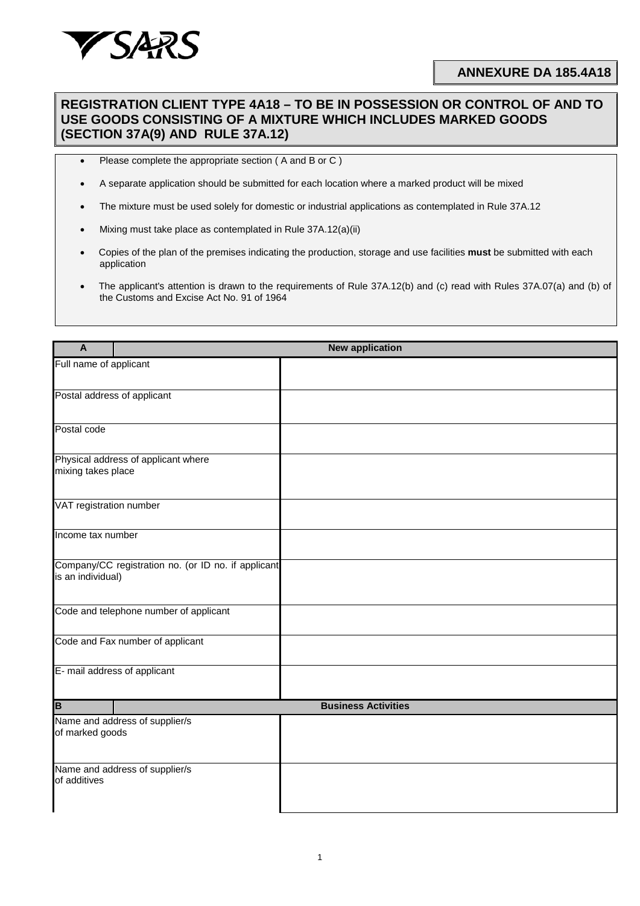SARS

**ANNEXURE DA 185.4A18**

# REGISTRATION CLIENT TYPE 4A18 – TO BE IN POSSESSION OR CONTROL OF AND TO USE GOODS CONSISTING OF A MIXTURE WHICH INCLUDES MARKED GOODS (SECTION 37A(9) AND RULE 37A.12)

- Please complete the appropriate section ( A and B or C )
- A separate application should be submitted for each location where a marked product will be mixed
- The mixture must be used solely for domestic or industrial applications as contemplated in Rule 37A.12
- Mixing must take place as contemplated in Rule 37A.12(a)(ii)
- Copies of the plan of the premises indicating the production, storage and use facilities **must** be submitted with each application
- The applicant's attention is drawn to the requirements of Rule 37A.12(b) and (c) read with Rules 37A.07(a) and (b) of the Customs and Excise Act No. 91 of 1964

| **A** | **New application** |
|---|---|
| Full name of applicant | |
| Postal address of applicant | |
| Postal code | |
| Physical address of applicant where mixing takes place | |
| VAT registration number | |
| Income tax number | |
| Company/CC registration no. (or ID no. if applicant is an individual) | |
| Code and telephone number of applicant | |
| Code and Fax number of applicant | |
| E- mail address of applicant | |
| **B** | **Business Activities** |
| Name and address of supplier/s of marked goods | |
| Name and address of supplier/s of additives | |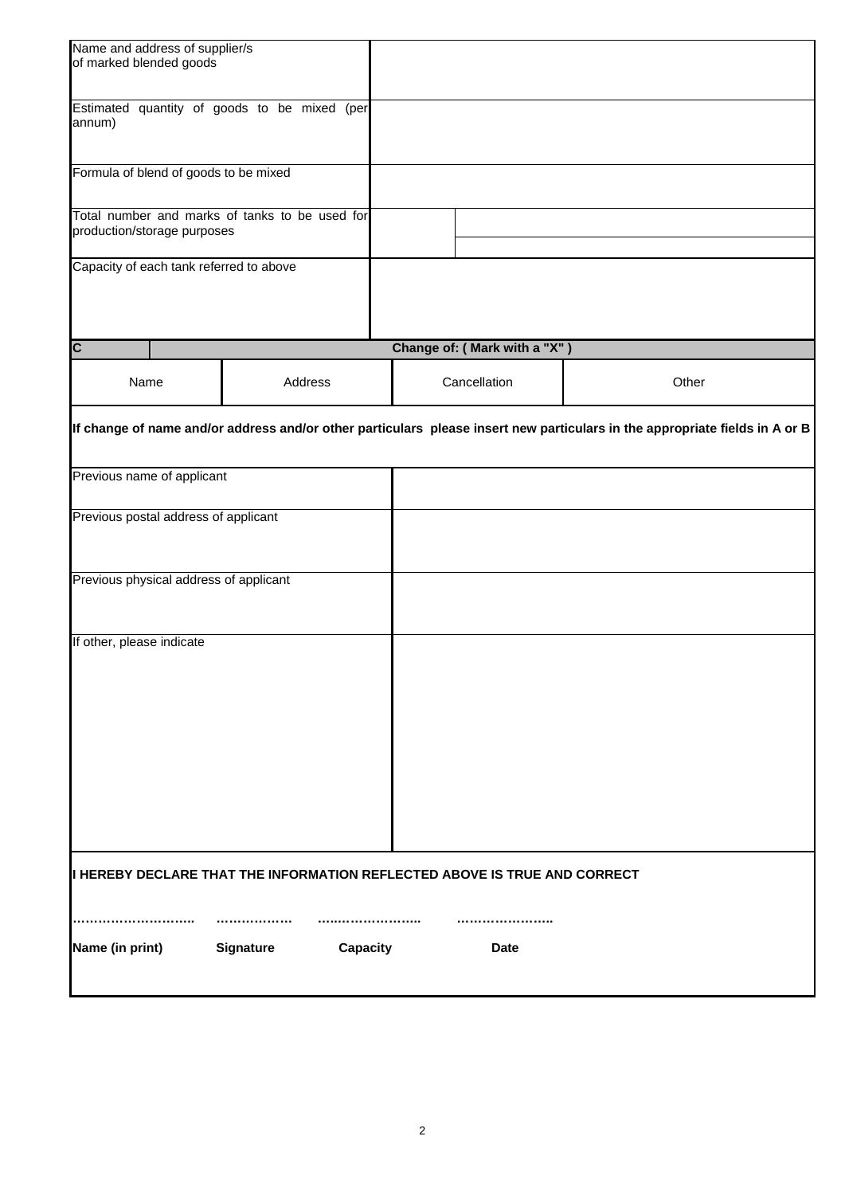| | |
|---|---|
| Name and address of supplier/s of marked blended goods | |
| Estimated quantity of goods to be mixed (per annum) | |
| Formula of blend of goods to be mixed | |
| Total number and marks of tanks to be used for production/storage purposes | |
| Capacity of each tank referred to above | |

| C | Change of: ( Mark with a "X" ) | | |
|---|---|---|---|
| Name | Address | Cancellation | Other |

**If change of name and/or address and/or other particulars please insert new particulars in the appropriate fields in A or B**

| | |
|---|---|
| Previous name of applicant | |
| Previous postal address of applicant | |
| Previous physical address of applicant | |
| If other, please indicate | |

**I HEREBY DECLARE THAT THE INFORMATION REFLECTED ABOVE IS TRUE AND CORRECT**

| ……………………….. | ……………… | …..……………….. | ………………….. |
|---|---|---|---|
| **Name (in print)** | **Signature** | **Capacity** | **Date** |